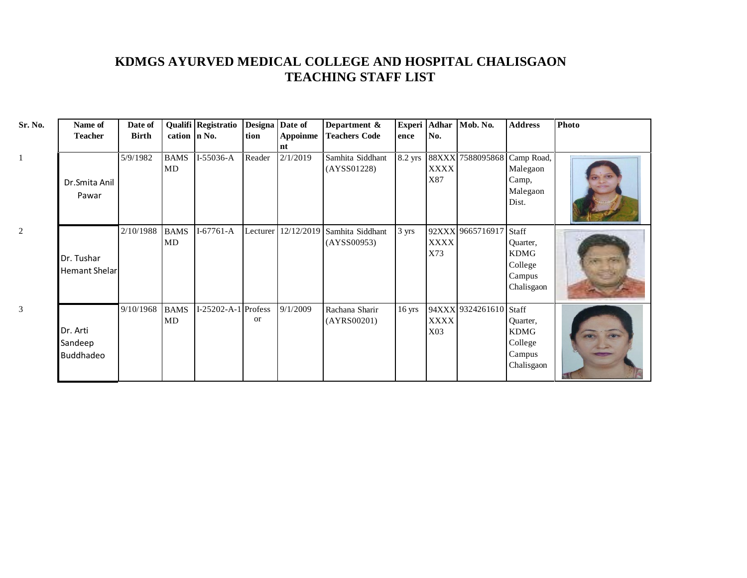# KDMGS AYURVED MEDICAL COLLEGE AND HOSPITAL CHALISGAON
## TEACHING STAFF LIST

| Sr. No. | Name of Teacher | Date of Birth | Qualification | Registration No. | Designation | Date of Appoinment | Department & Teachers Code | Experience | Adhar No. | Mob. No. | Address | Photo |
|---|---|---|---|---|---|---|---|---|---|---|---|---|
| 1 | Dr.Smita Anil Pawar | 5/9/1982 | BAMS MD | I-55036-A | Reader | 2/1/2019 | Samhita Siddhant (AYSS01228) | 8.2 yrs | 88XXXXXXXX87 | 7588095868 | Camp Road, Malegaon Camp, Malegaon Dist. | |
| 2 | Dr. Tushar Hemant Shelar | 2/10/1988 | BAMS MD | I-67761-A | Lecturer | 12/12/2019 | Samhita Siddhant (AYSS00953) | 3 yrs | 92XXXXXXXX73 | 9665716917 | Staff Quarter, KDMG College Campus Chalisgaon | |
| 3 | Dr. Arti Sandeep Buddhadeo | 9/10/1968 | BAMS MD | I-25202-A-1 | Professor | 9/1/2009 | Rachana Sharir (AYRS00201) | 16 yrs | 94XXXXXXXX03 | 9324261610 | Staff Quarter, KDMG College Campus Chalisgaon | |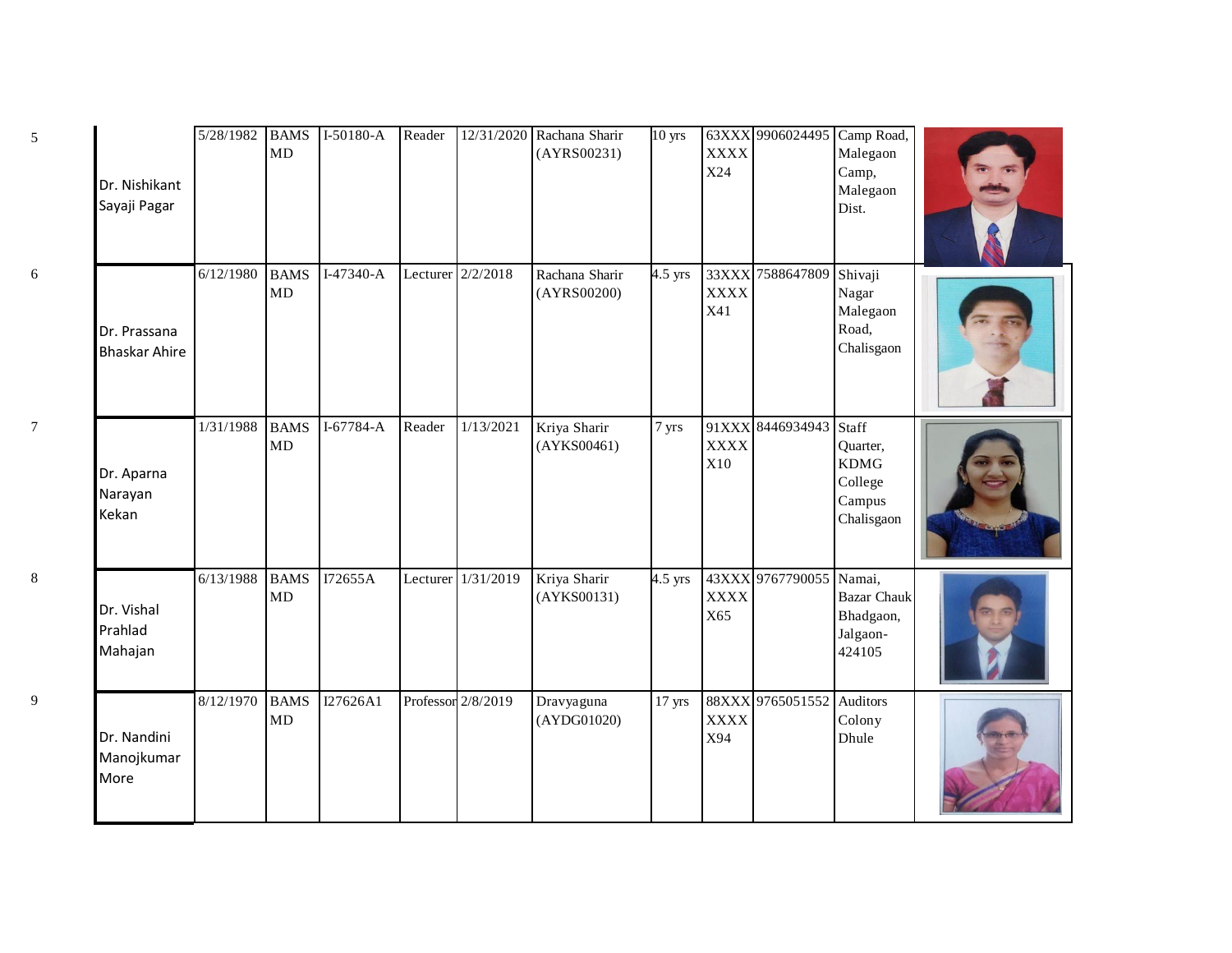| | | | | | | | | | | | | |
|---|---|---|---|---|---|---|---|---|---|---|---|---|
| 5 | Dr. Nishikant Sayaji Pagar | 5/28/1982 | BAMS MD | I-50180-A | Reader | 12/31/2020 | Rachana Sharir (AYRS00231) | 10 yrs | 63XXX XXXX X24 | 9906024495 | Camp Road, Malegaon Camp, Malegaon Dist. | |
| 6 | Dr. Prassana Bhaskar Ahire | 6/12/1980 | BAMS MD | I-47340-A | Lecturer | 2/2/2018 | Rachana Sharir (AYRS00200) | 4.5 yrs | 33XXX XXXX X41 | 7588647809 | Shivaji Nagar Malegaon Road, Chalisgaon | |
| 7 | Dr. Aparna Narayan Kekan | 1/31/1988 | BAMS MD | I-67784-A | Reader | 1/13/2021 | Kriya Sharir (AYKS00461) | 7 yrs | 91XXX XXXX X10 | 8446934943 | Staff Quarter, KDMG College Campus Chalisgaon | |
| 8 | Dr. Vishal Prahlad Mahajan | 6/13/1988 | BAMS MD | I72655A | Lecturer | 1/31/2019 | Kriya Sharir (AYKS00131) | 4.5 yrs | 43XXX XXXX X65 | 9767790055 | Namai, Bazar Chauk Bhadgaon, Jalgaon-424105 | |
| 9 | Dr. Nandini Manojkumar More | 8/12/1970 | BAMS MD | I27626A1 | Professor | 2/8/2019 | Dravyaguna (AYDG01020) | 17 yrs | 88XXX XXXX X94 | 9765051552 | Auditors Colony Dhule | |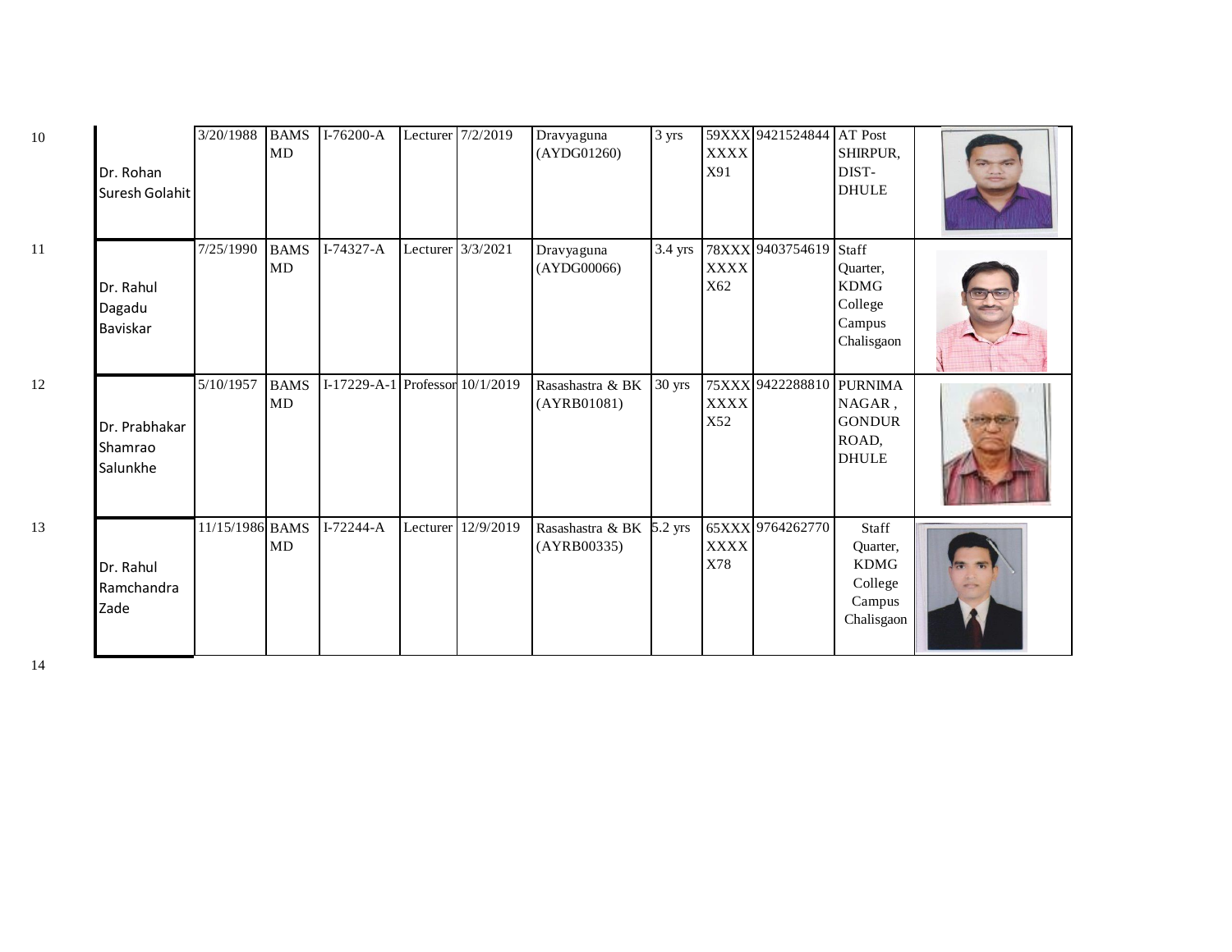| 10 | Dr. Rohan Suresh Golahit | 3/20/1988 | BAMS MD | I-76200-A | Lecturer | 7/2/2019 | Dravyaguna (AYDG01260) | 3 yrs | 59XXX XXXX X91 | 9421524844 | AT Post SHIRPUR, DIST-DHULE | |
|---|---|---|---|---|---|---|---|---|---|---|---|---|
| 11 | Dr. Rahul Dagadu Baviskar | 7/25/1990 | BAMS MD | I-74327-A | Lecturer | 3/3/2021 | Dravyaguna (AYDG00066) | 3.4 yrs | 78XXX XXXX X62 | 9403754619 | Staff Quarter, KDMG College Campus Chalisgaon | |
| 12 | Dr. Prabhakar Shamrao Salunkhe | 5/10/1957 | BAMS MD | I-17229-A-1 | Professor | 10/1/2019 | Rasashastra & BK (AYRB01081) | 30 yrs | 75XXX XXXX X52 | 9422288810 | PURNIMA NAGAR , GONDUR ROAD, DHULE | |
| 13 | Dr. Rahul Ramchandra Zade | 11/15/1986 | BAMS MD | I-72244-A | Lecturer | 12/9/2019 | Rasashastra & BK (AYRB00335) | 5.2 yrs | 65XXX XXXX X78 | 9764262770 | Staff Quarter, KDMG College Campus Chalisgaon | |
| 14 | | | | | | | | | | | | |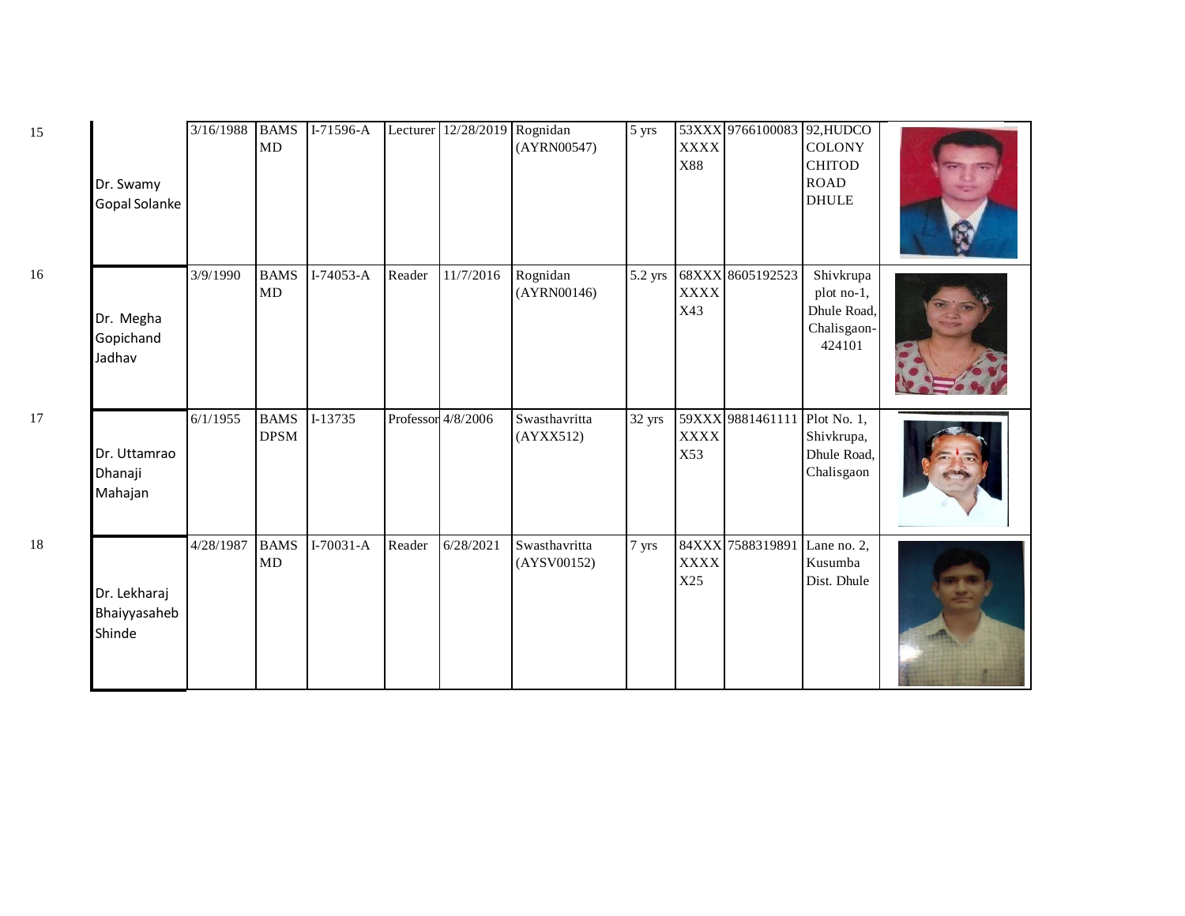| | | | | | | | | | | | | |
|---|---|---|---|---|---|---|---|---|---|---|---|---|
| 15 | Dr. Swamy Gopal Solanke | 3/16/1988 | BAMS MD | I-71596-A | Lecturer | 12/28/2019 | Rognidan (AYRN00547) | 5 yrs | 53XXXXXXXX88 | 9766100083 | 92,HUDCO COLONY CHITOD ROAD DHULE | |
| 16 | Dr. Megha Gopichand Jadhav | 3/9/1990 | BAMS MD | I-74053-A | Reader | 11/7/2016 | Rognidan (AYRN00146) | 5.2 yrs | 68XXXXXXX43 | 8605192523 | Shivkrupa plot no-1, Dhule Road, Chalisgaon-424101 | |
| 17 | Dr. Uttamrao Dhanaji Mahajan | 6/1/1955 | BAMS DPSM | I-13735 | Professor | 4/8/2006 | Swasthavritta (AYXX512) | 32 yrs | 59XXXXXXX53 | 9881461111 | Plot No. 1, Shivkrupa, Dhule Road, Chalisgaon | |
| 18 | Dr. Lekharaj Bhaiyyasaheb Shinde | 4/28/1987 | BAMS MD | I-70031-A | Reader | 6/28/2021 | Swasthavritta (AYSV00152) | 7 yrs | 84XXXXXXX25 | 7588319891 | Lane no. 2, Kusumba Dist. Dhule | |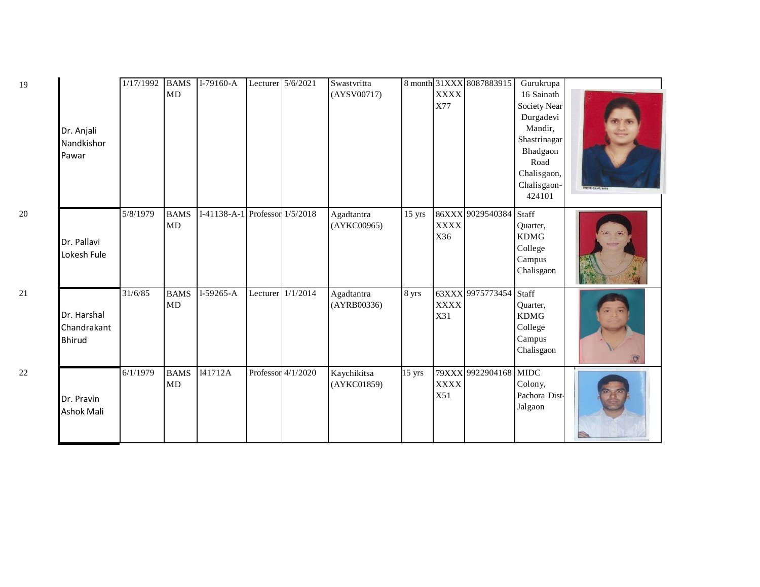| | | | | | | | | | | | | |
|---|---|---|---|---|---|---|---|---|---|---|---|---|
| 19 | Dr. Anjali Nandkishor Pawar | 1/17/1992 | BAMS MD | I-79160-A | Lecturer | 5/6/2021 | Swastvritta (AYSV00717) | 8 month | 31XXXXXXXX77 | 8087883915 | Gurukrupa 16 Sainath Society Near Durgadevi Mandir, Shastrinagar Bhadgaon Road Chalisgaon, Chalisgaon-424101 | |
| 20 | Dr. Pallavi Lokesh Fule | 5/8/1979 | BAMS MD | I-41138-A-1 | Professor | 1/5/2018 | Agadtantra (AYKC00965) | 15 yrs | 86XXXXXXX36 | 9029540384 | Staff Quarter, KDMG College Campus Chalisgaon | |
| 21 | Dr. Harshal Chandrakant Bhirud | 31/6/85 | BAMS MD | I-59265-A | Lecturer | 1/1/2014 | Agadtantra (AYRB00336) | 8 yrs | 63XXXXXXX31 | 9975773454 | Staff Quarter, KDMG College Campus Chalisgaon | |
| 22 | Dr. Pravin Ashok Mali | 6/1/1979 | BAMS MD | I41712A | Professor | 4/1/2020 | Kaychikitsa (AYKC01859) | 15 yrs | 79XXXXXXX51 | 9922904168 | MIDC Colony, Pachora Dist-Jalgaon | |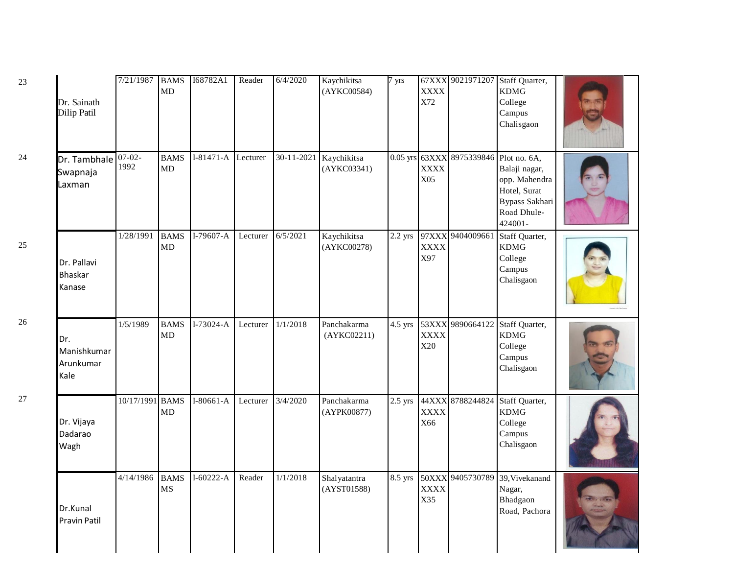| | | | | | | | | | | | | |
|---|---|---|---|---|---|---|---|---|---|---|---|---|
| 23 | Dr. Sainath Dilip Patil | 7/21/1987 | BAMS MD | I68782A1 | Reader | 6/4/2020 | Kaychikitsa (AYKC00584) | 7 yrs | 67XXX XXXX X72 | 9021971207 | Staff Quarter, KDMG College Campus Chalisgaon | |
| 24 | Dr. Tambhale Swapnaja Laxman | 07-02-1992 | BAMS MD | I-81471-A | Lecturer | 30-11-2021 | Kaychikitsa (AYKC03341) | 0.05 yrs | 63XXX XXXX X05 | 8975339846 | Plot no. 6A, Balaji nagar, opp. Mahendra Hotel, Surat Bypass Sakhari Road Dhule-424001- | |
| 25 | Dr. Pallavi Bhaskar Kanase | 1/28/1991 | BAMS MD | I-79607-A | Lecturer | 6/5/2021 | Kaychikitsa (AYKC00278) | 2.2 yrs | 97XXX XXXX X97 | 9404009661 | Staff Quarter, KDMG College Campus Chalisgaon | |
| 26 | Dr. Manishkumar Arunkumar Kale | 1/5/1989 | BAMS MD | I-73024-A | Lecturer | 1/1/2018 | Panchakarma (AYKC02211) | 4.5 yrs | 53XXX XXXX X20 | 9890664122 | Staff Quarter, KDMG College Campus Chalisgaon | |
| 27 | Dr. Vijaya Dadarao Wagh | 10/17/1991 | BAMS MD | I-80661-A | Lecturer | 3/4/2020 | Panchakarma (AYPK00877) | 2.5 yrs | 44XXX XXXX X66 | 8788244824 | Staff Quarter, KDMG College Campus Chalisgaon | |
| | Dr.Kunal Pravin Patil | 4/14/1986 | BAMS MS | I-60222-A | Reader | 1/1/2018 | Shalyatantra (AYST01588) | 8.5 yrs | 50XXX XXXX X35 | 9405730789 | 39, Vivekanand Nagar, Bhadgaon Road, Pachora | |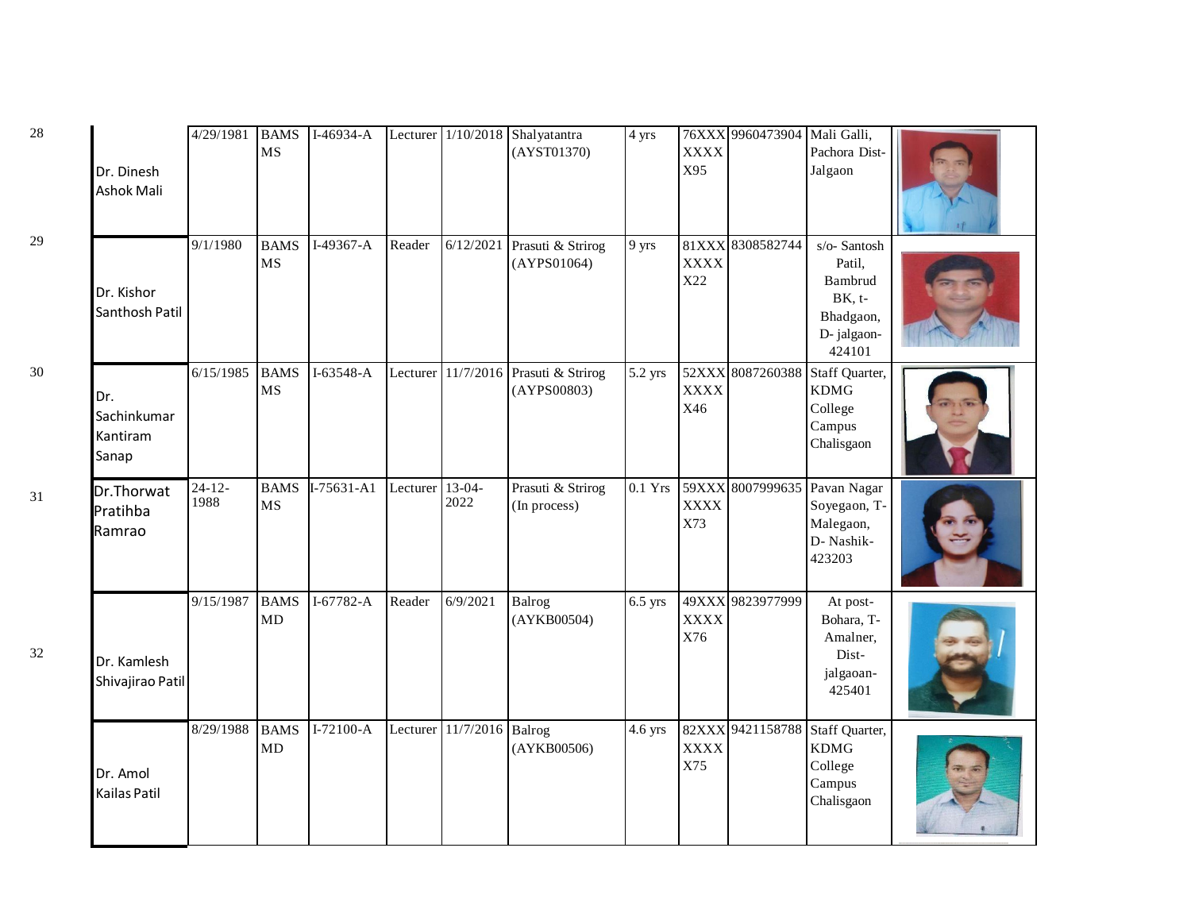| | | | | | | | | | | | | |
|---|---|---|---|---|---|---|---|---|---|---|---|---|
| 28 | Dr. Dinesh Ashok Mali | 4/29/1981 | BAMS MS | I-46934-A | Lecturer | 1/10/2018 | Shalyatantra (AYST01370) | 4 yrs | 76XXX XXXX X95 | 9960473904 | Mali Galli, Pachora Dist-Jalgaon | |
| 29 | Dr. Kishor Santhosh Patil | 9/1/1980 | BAMS MS | I-49367-A | Reader | 6/12/2021 | Prasuti & Strirog (AYPS01064) | 9 yrs | 81XXX XXXX X22 | 8308582744 | s/o- Santosh Patil, Bambrud BK, t-Bhadgaon, D- jalgaon-424101 | |
| 30 | Dr. Sachinkumar Kantiram Sanap | 6/15/1985 | BAMS MS | I-63548-A | Lecturer | 11/7/2016 | Prasuti & Strirog (AYPS00803) | 5.2 yrs | 52XXX XXXX X46 | 8087260388 | Staff Quarter, KDMG College Campus Chalisgaon | |
| 31 | Dr.Thorwat Pratihba Ramrao | 24-12-1988 | BAMS MS | I-75631-A1 | Lecturer | 13-04-2022 | Prasuti & Strirog (In process) | 0.1 Yrs | 59XXX XXXX X73 | 8007999635 | Pavan Nagar Soyegaon, T-Malegaon, D- Nashik-423203 | |
| 32 | Dr. Kamlesh Shivajirao Patil | 9/15/1987 | BAMS MD | I-67782-A | Reader | 6/9/2021 | Balrog (AYKB00504) | 6.5 yrs | 49XXX XXXX X76 | 9823977999 | At post-Bohara, T-Amalner, Dist-jalgaoan-425401 | |
| | Dr. Amol Kailas Patil | 8/29/1988 | BAMS MD | I-72100-A | Lecturer | 11/7/2016 | Balrog (AYKB00506) | 4.6 yrs | 82XXX XXXX X75 | 9421158788 | Staff Quarter, KDMG College Campus Chalisgaon | |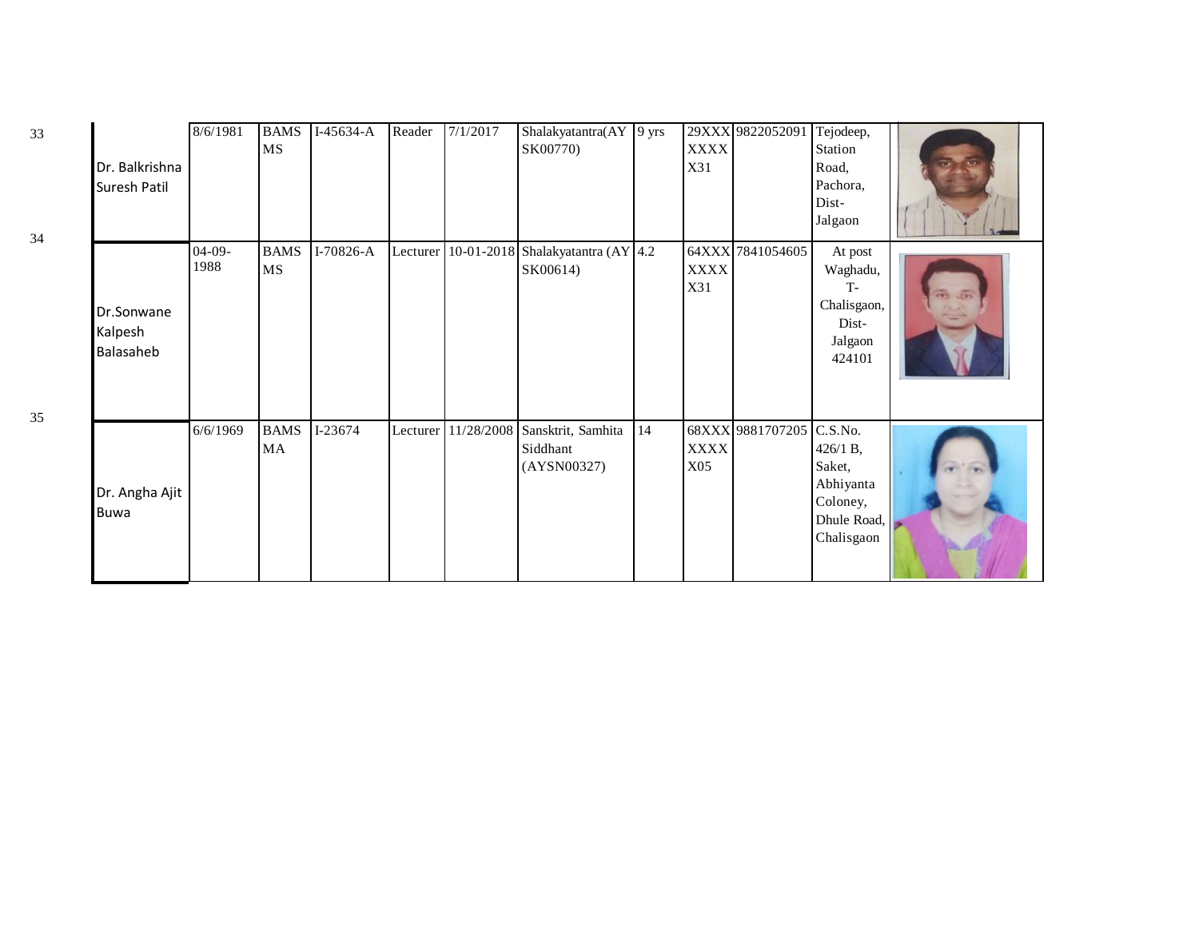| | | | | | | | | | | | | |
|---|---|---|---|---|---|---|---|---|---|---|---|---|
| 33 | Dr. Balkrishna Suresh Patil | 8/6/1981 | BAMS MS | I-45634-A | Reader | 7/1/2017 | Shalakyatantra(AYSK00770) | 9 yrs | 29XXXXXXXX31 | 9822052091 | Tejodeep, Station Road, Pachora, Dist-Jalgaon | |
| 34 | Dr.Sonwane Kalpesh Balasaheb | 04-09-1988 | BAMS MS | I-70826-A | Lecturer | 10-01-2018 | Shalakyatantra (AYSK00614) | 4.2 | 64XXXXXXXX31 | 7841054605 | At post Waghadu, T-Chalisgaon, Dist-Jalgaon 424101 | |
| 35 | Dr. Angha Ajit Buwa | 6/6/1969 | BAMS MA | I-23674 | Lecturer | 11/28/2008 | Sansktrit, Samhita Siddhant (AYSN00327) | 14 | 68XXXXXXX05 | 9881707205 | C.S.No. 426/1 B, Saket, Abhiyanta Coloney, Dhule Road, Chalisgaon | |